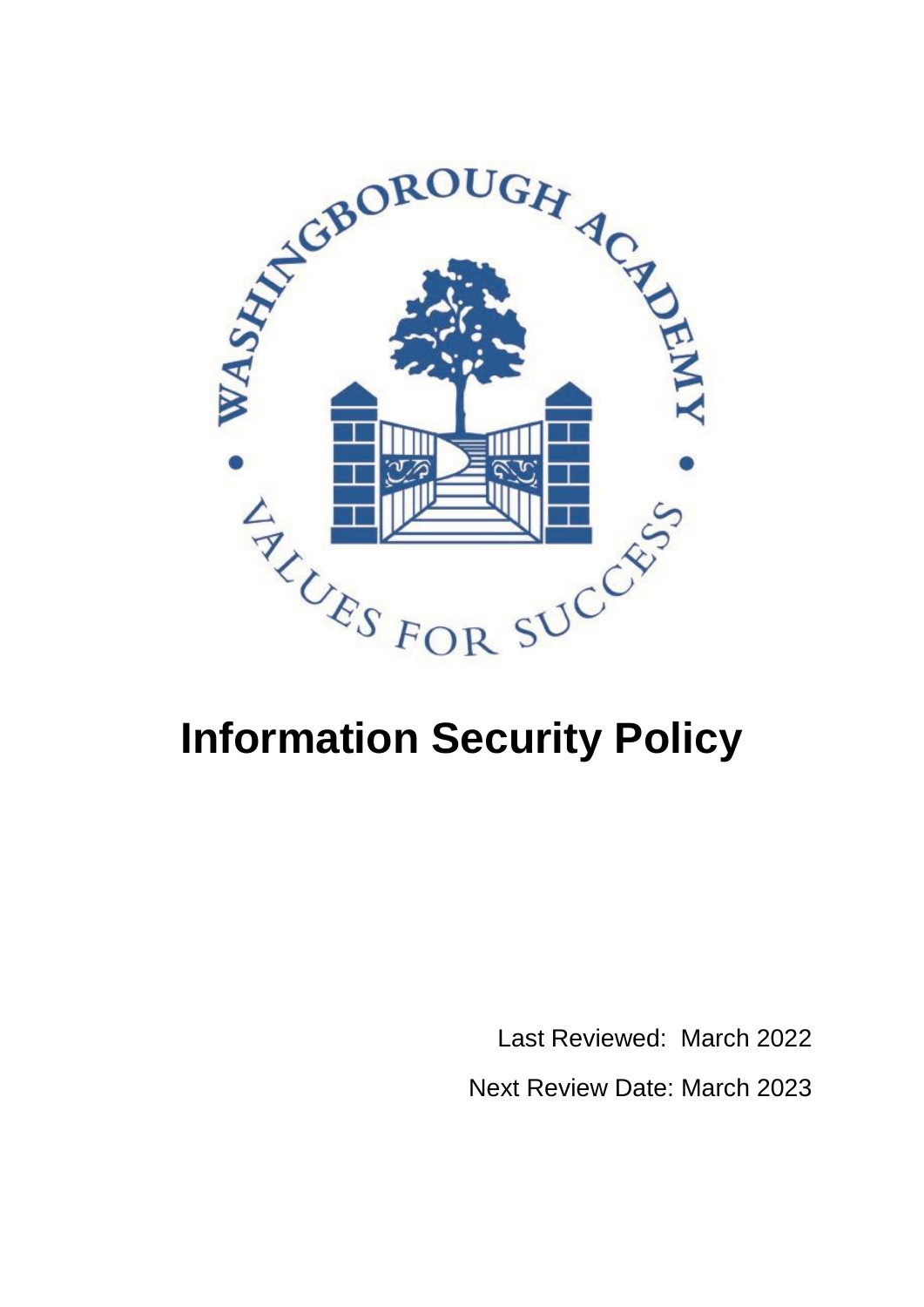WASHINGBOROUGH ACADEMY

VALUES FOR SUCCESS

# Information Security Policy

Last Reviewed: March 2022

Next Review Date: March 2023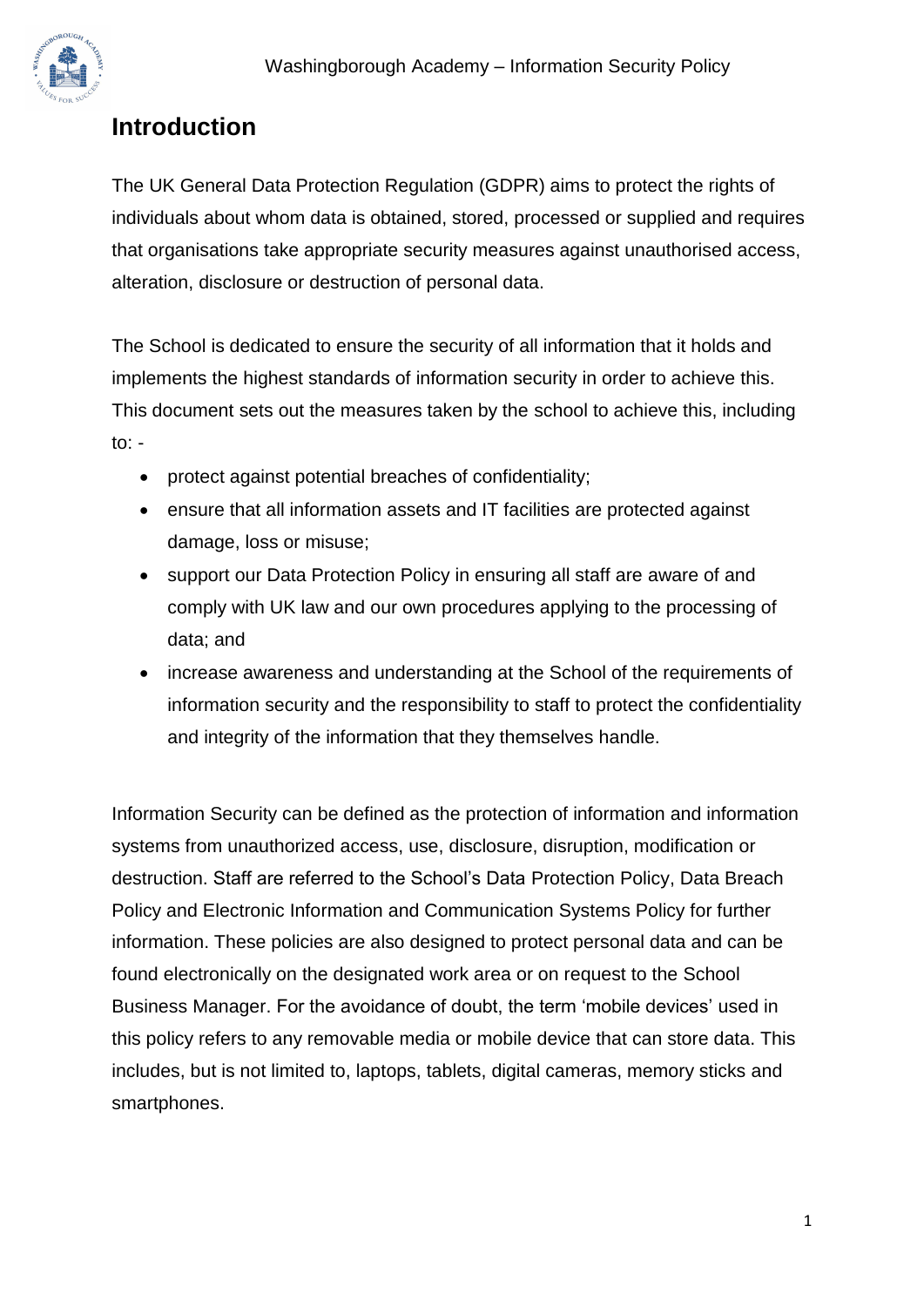## Introduction

The UK General Data Protection Regulation (GDPR) aims to protect the rights of individuals about whom data is obtained, stored, processed or supplied and requires that organisations take appropriate security measures against unauthorised access, alteration, disclosure or destruction of personal data.

The School is dedicated to ensure the security of all information that it holds and implements the highest standards of information security in order to achieve this. This document sets out the measures taken by the school to achieve this, including to: -

- protect against potential breaches of confidentiality;
- ensure that all information assets and IT facilities are protected against damage, loss or misuse;
- support our Data Protection Policy in ensuring all staff are aware of and comply with UK law and our own procedures applying to the processing of data; and
- increase awareness and understanding at the School of the requirements of information security and the responsibility to staff to protect the confidentiality and integrity of the information that they themselves handle.

Information Security can be defined as the protection of information and information systems from unauthorized access, use, disclosure, disruption, modification or destruction. Staff are referred to the School's Data Protection Policy, Data Breach Policy and Electronic Information and Communication Systems Policy for further information. These policies are also designed to protect personal data and can be found electronically on the designated work area or on request to the School Business Manager. For the avoidance of doubt, the term 'mobile devices' used in this policy refers to any removable media or mobile device that can store data. This includes, but is not limited to, laptops, tablets, digital cameras, memory sticks and smartphones.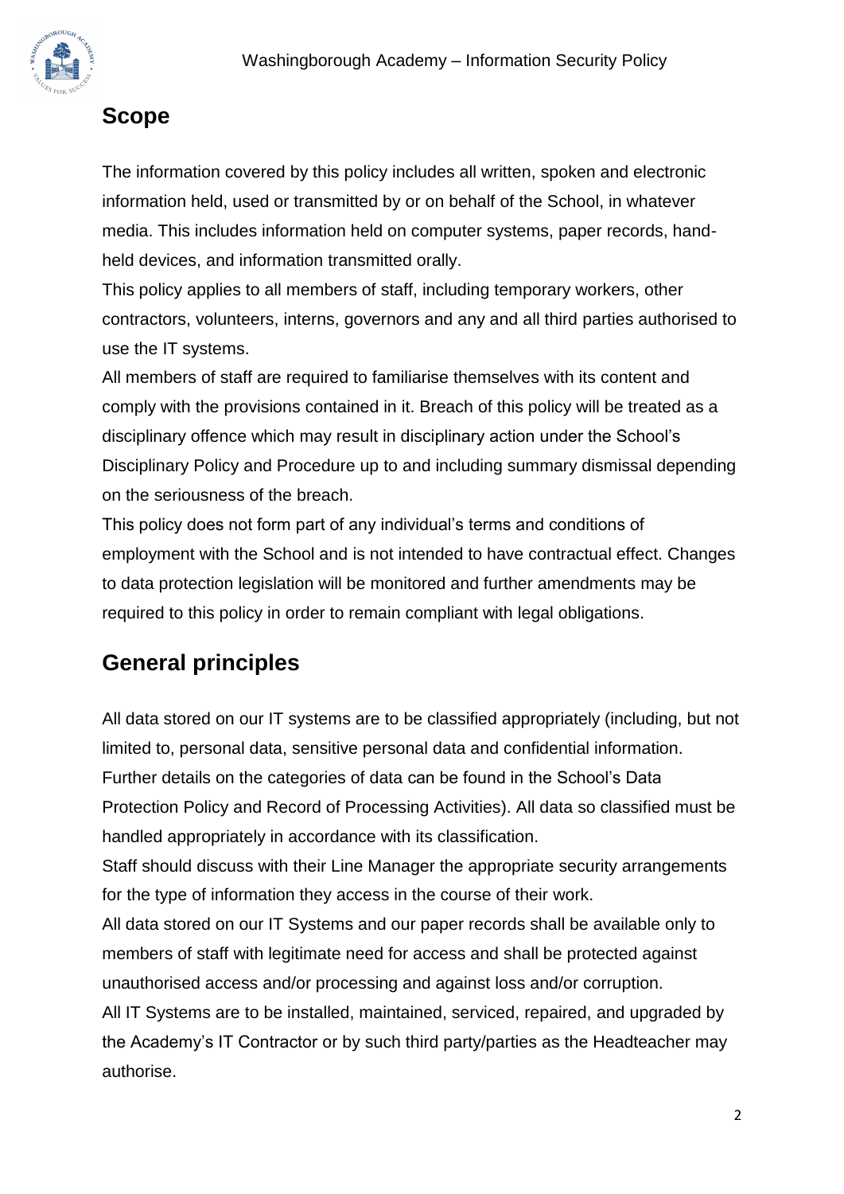## Scope

The information covered by this policy includes all written, spoken and electronic information held, used or transmitted by or on behalf of the School, in whatever media. This includes information held on computer systems, paper records, hand-held devices, and information transmitted orally.

This policy applies to all members of staff, including temporary workers, other contractors, volunteers, interns, governors and any and all third parties authorised to use the IT systems.

All members of staff are required to familiarise themselves with its content and comply with the provisions contained in it. Breach of this policy will be treated as a disciplinary offence which may result in disciplinary action under the School's Disciplinary Policy and Procedure up to and including summary dismissal depending on the seriousness of the breach.

This policy does not form part of any individual's terms and conditions of employment with the School and is not intended to have contractual effect. Changes to data protection legislation will be monitored and further amendments may be required to this policy in order to remain compliant with legal obligations.

## General principles

All data stored on our IT systems are to be classified appropriately (including, but not limited to, personal data, sensitive personal data and confidential information. Further details on the categories of data can be found in the School's Data Protection Policy and Record of Processing Activities). All data so classified must be handled appropriately in accordance with its classification.

Staff should discuss with their Line Manager the appropriate security arrangements for the type of information they access in the course of their work.

All data stored on our IT Systems and our paper records shall be available only to members of staff with legitimate need for access and shall be protected against unauthorised access and/or processing and against loss and/or corruption.

All IT Systems are to be installed, maintained, serviced, repaired, and upgraded by the Academy's IT Contractor or by such third party/parties as the Headteacher may authorise.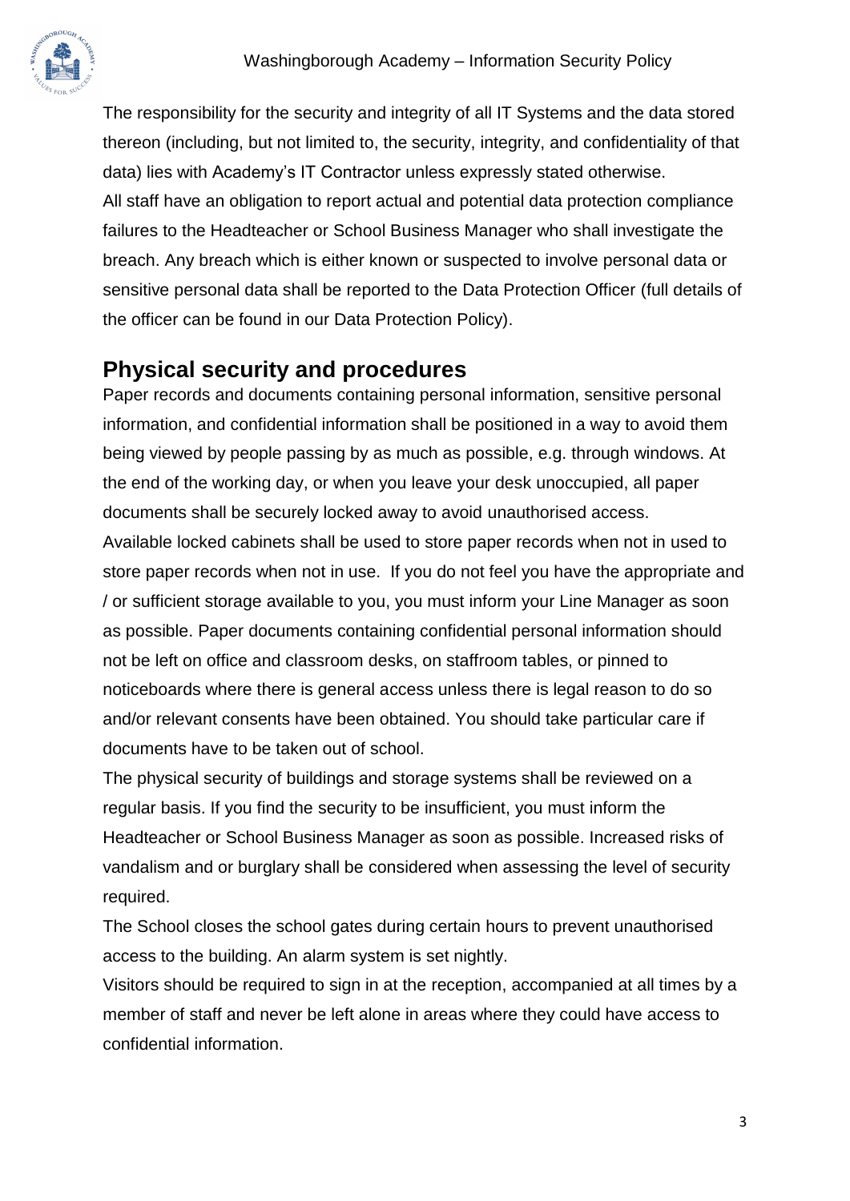The responsibility for the security and integrity of all IT Systems and the data stored thereon (including, but not limited to, the security, integrity, and confidentiality of that data) lies with Academy's IT Contractor unless expressly stated otherwise.

All staff have an obligation to report actual and potential data protection compliance failures to the Headteacher or School Business Manager who shall investigate the breach. Any breach which is either known or suspected to involve personal data or sensitive personal data shall be reported to the Data Protection Officer (full details of the officer can be found in our Data Protection Policy).

## Physical security and procedures

Paper records and documents containing personal information, sensitive personal information, and confidential information shall be positioned in a way to avoid them being viewed by people passing by as much as possible, e.g. through windows. At the end of the working day, or when you leave your desk unoccupied, all paper documents shall be securely locked away to avoid unauthorised access.

Available locked cabinets shall be used to store paper records when not in used to store paper records when not in use. If you do not feel you have the appropriate and / or sufficient storage available to you, you must inform your Line Manager as soon as possible. Paper documents containing confidential personal information should not be left on office and classroom desks, on staffroom tables, or pinned to noticeboards where there is general access unless there is legal reason to do so and/or relevant consents have been obtained. You should take particular care if documents have to be taken out of school.

The physical security of buildings and storage systems shall be reviewed on a regular basis. If you find the security to be insufficient, you must inform the Headteacher or School Business Manager as soon as possible. Increased risks of vandalism and or burglary shall be considered when assessing the level of security required.

The School closes the school gates during certain hours to prevent unauthorised access to the building. An alarm system is set nightly.

Visitors should be required to sign in at the reception, accompanied at all times by a member of staff and never be left alone in areas where they could have access to confidential information.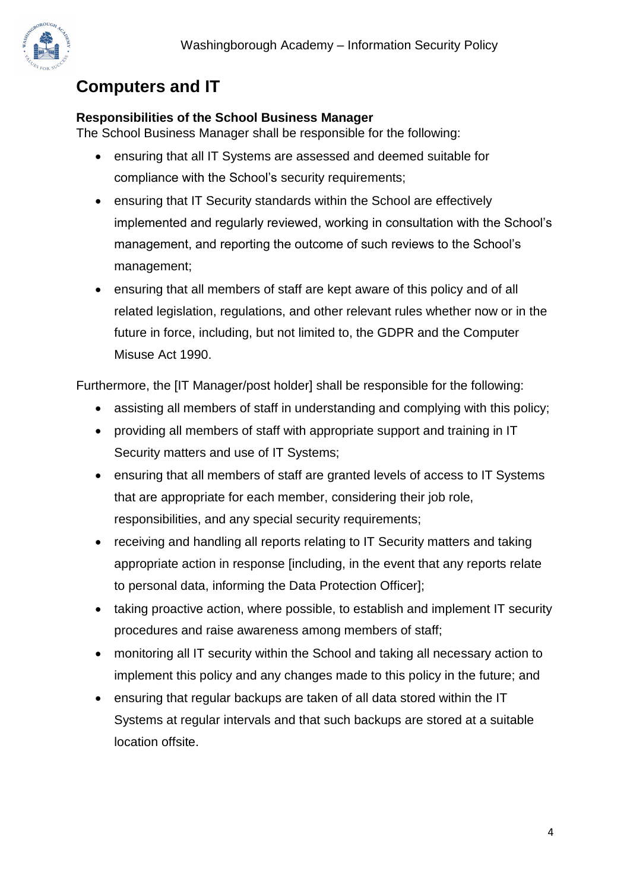## Computers and IT

**Responsibilities of the School Business Manager**

The School Business Manager shall be responsible for the following:

- ensuring that all IT Systems are assessed and deemed suitable for compliance with the School's security requirements;
- ensuring that IT Security standards within the School are effectively implemented and regularly reviewed, working in consultation with the School's management, and reporting the outcome of such reviews to the School's management;
- ensuring that all members of staff are kept aware of this policy and of all related legislation, regulations, and other relevant rules whether now or in the future in force, including, but not limited to, the GDPR and the Computer Misuse Act 1990.

Furthermore, the [IT Manager/post holder] shall be responsible for the following:

- assisting all members of staff in understanding and complying with this policy;
- providing all members of staff with appropriate support and training in IT Security matters and use of IT Systems;
- ensuring that all members of staff are granted levels of access to IT Systems that are appropriate for each member, considering their job role, responsibilities, and any special security requirements;
- receiving and handling all reports relating to IT Security matters and taking appropriate action in response [including, in the event that any reports relate to personal data, informing the Data Protection Officer];
- taking proactive action, where possible, to establish and implement IT security procedures and raise awareness among members of staff;
- monitoring all IT security within the School and taking all necessary action to implement this policy and any changes made to this policy in the future; and
- ensuring that regular backups are taken of all data stored within the IT Systems at regular intervals and that such backups are stored at a suitable location offsite.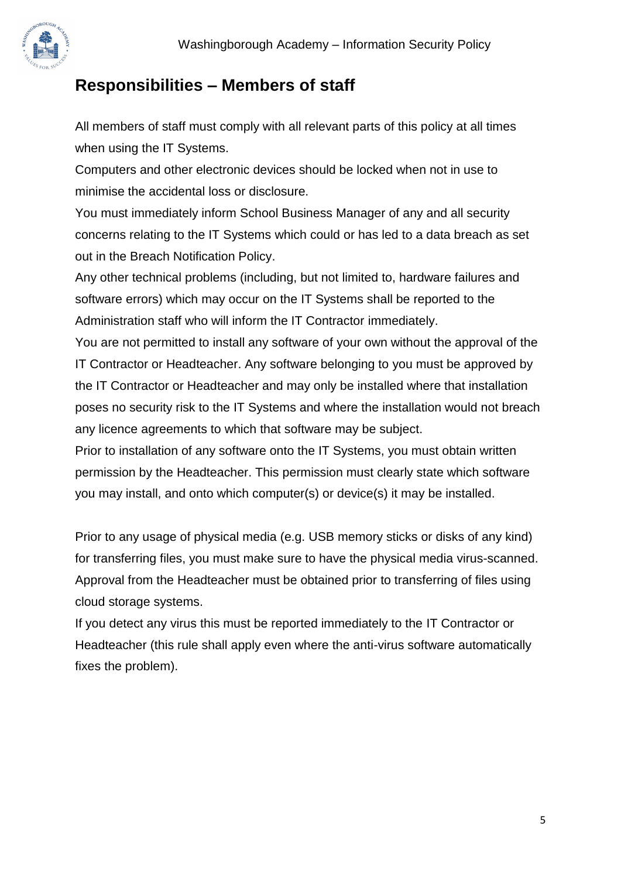## Responsibilities – Members of staff

All members of staff must comply with all relevant parts of this policy at all times when using the IT Systems.

Computers and other electronic devices should be locked when not in use to minimise the accidental loss or disclosure.

You must immediately inform School Business Manager of any and all security concerns relating to the IT Systems which could or has led to a data breach as set out in the Breach Notification Policy.

Any other technical problems (including, but not limited to, hardware failures and software errors) which may occur on the IT Systems shall be reported to the Administration staff who will inform the IT Contractor immediately.

You are not permitted to install any software of your own without the approval of the IT Contractor or Headteacher. Any software belonging to you must be approved by the IT Contractor or Headteacher and may only be installed where that installation poses no security risk to the IT Systems and where the installation would not breach any licence agreements to which that software may be subject.

Prior to installation of any software onto the IT Systems, you must obtain written permission by the Headteacher. This permission must clearly state which software you may install, and onto which computer(s) or device(s) it may be installed.

Prior to any usage of physical media (e.g. USB memory sticks or disks of any kind) for transferring files, you must make sure to have the physical media virus-scanned. Approval from the Headteacher must be obtained prior to transferring of files using cloud storage systems.

If you detect any virus this must be reported immediately to the IT Contractor or Headteacher (this rule shall apply even where the anti-virus software automatically fixes the problem).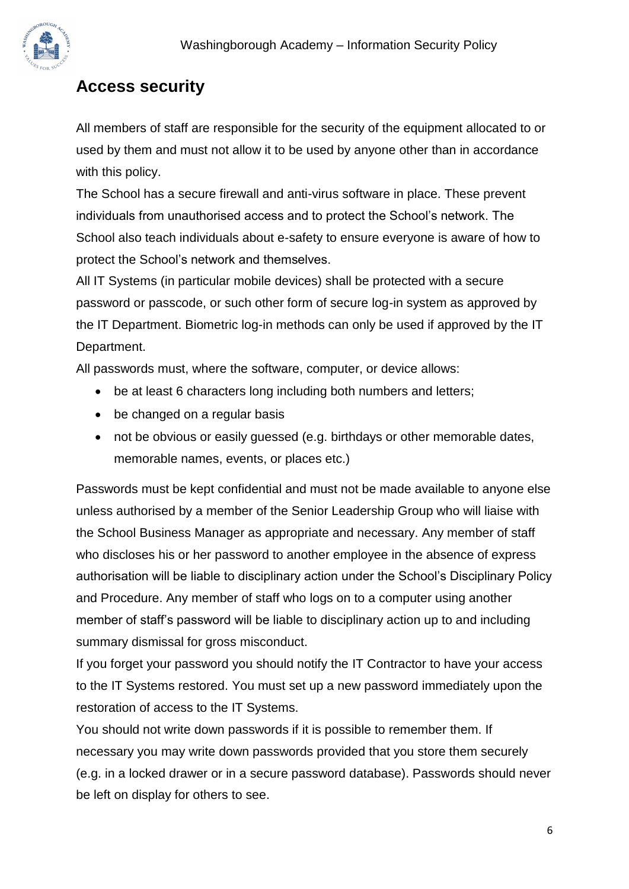## Access security

All members of staff are responsible for the security of the equipment allocated to or used by them and must not allow it to be used by anyone other than in accordance with this policy.

The School has a secure firewall and anti-virus software in place. These prevent individuals from unauthorised access and to protect the School's network. The School also teach individuals about e-safety to ensure everyone is aware of how to protect the School's network and themselves.

All IT Systems (in particular mobile devices) shall be protected with a secure password or passcode, or such other form of secure log-in system as approved by the IT Department. Biometric log-in methods can only be used if approved by the IT Department.

All passwords must, where the software, computer, or device allows:

- be at least 6 characters long including both numbers and letters;
- be changed on a regular basis
- not be obvious or easily guessed (e.g. birthdays or other memorable dates, memorable names, events, or places etc.)

Passwords must be kept confidential and must not be made available to anyone else unless authorised by a member of the Senior Leadership Group who will liaise with the School Business Manager as appropriate and necessary. Any member of staff who discloses his or her password to another employee in the absence of express authorisation will be liable to disciplinary action under the School's Disciplinary Policy and Procedure. Any member of staff who logs on to a computer using another member of staff's password will be liable to disciplinary action up to and including summary dismissal for gross misconduct.

If you forget your password you should notify the IT Contractor to have your access to the IT Systems restored. You must set up a new password immediately upon the restoration of access to the IT Systems.

You should not write down passwords if it is possible to remember them. If necessary you may write down passwords provided that you store them securely (e.g. in a locked drawer or in a secure password database). Passwords should never be left on display for others to see.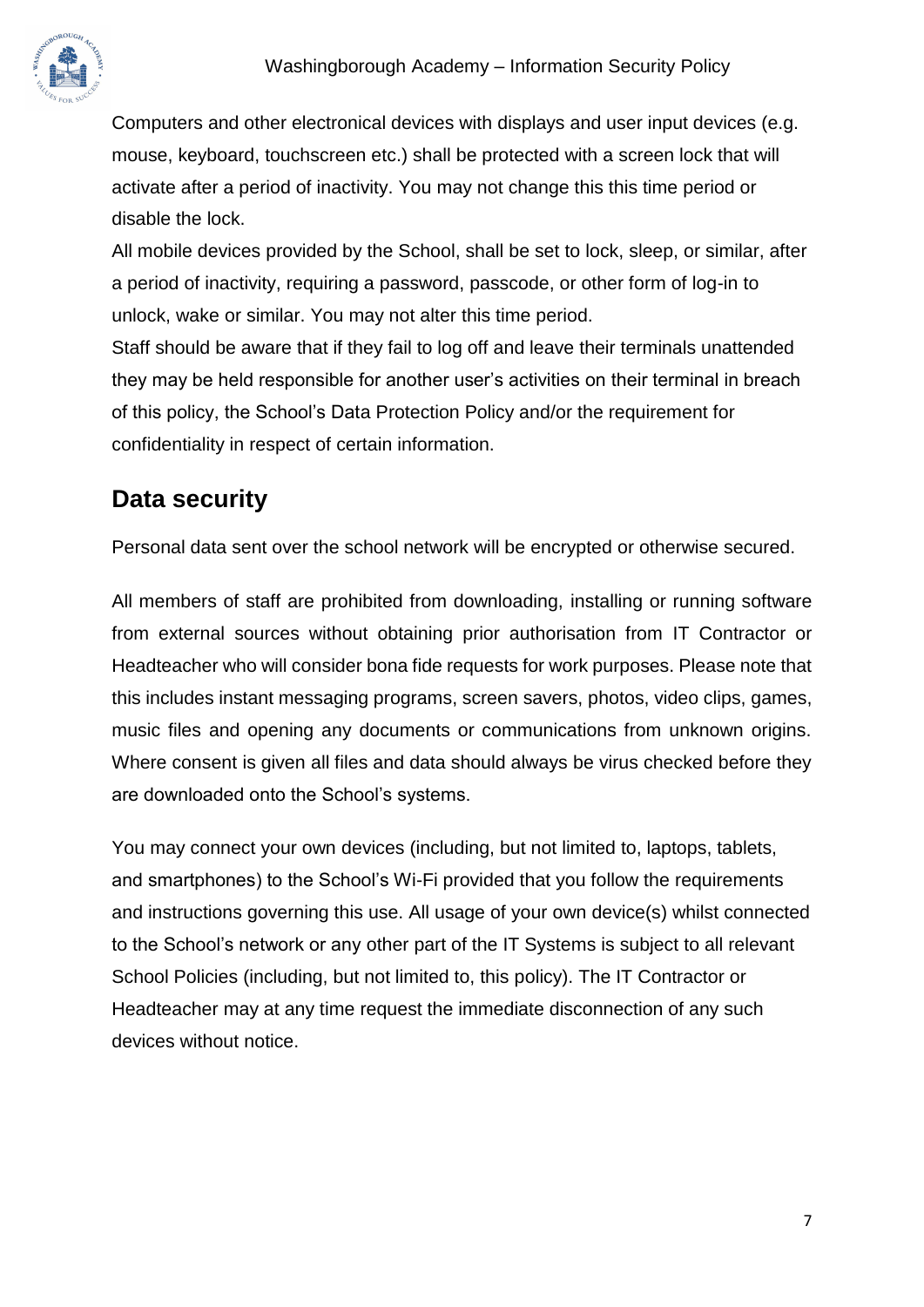Computers and other electronical devices with displays and user input devices (e.g. mouse, keyboard, touchscreen etc.) shall be protected with a screen lock that will activate after a period of inactivity. You may not change this this time period or disable the lock.

All mobile devices provided by the School, shall be set to lock, sleep, or similar, after a period of inactivity, requiring a password, passcode, or other form of log-in to unlock, wake or similar. You may not alter this time period.

Staff should be aware that if they fail to log off and leave their terminals unattended they may be held responsible for another user's activities on their terminal in breach of this policy, the School's Data Protection Policy and/or the requirement for confidentiality in respect of certain information.

## Data security

Personal data sent over the school network will be encrypted or otherwise secured.

All members of staff are prohibited from downloading, installing or running software from external sources without obtaining prior authorisation from IT Contractor or Headteacher who will consider bona fide requests for work purposes. Please note that this includes instant messaging programs, screen savers, photos, video clips, games, music files and opening any documents or communications from unknown origins. Where consent is given all files and data should always be virus checked before they are downloaded onto the School's systems.

You may connect your own devices (including, but not limited to, laptops, tablets, and smartphones) to the School's Wi-Fi provided that you follow the requirements and instructions governing this use. All usage of your own device(s) whilst connected to the School's network or any other part of the IT Systems is subject to all relevant School Policies (including, but not limited to, this policy). The IT Contractor or Headteacher may at any time request the immediate disconnection of any such devices without notice.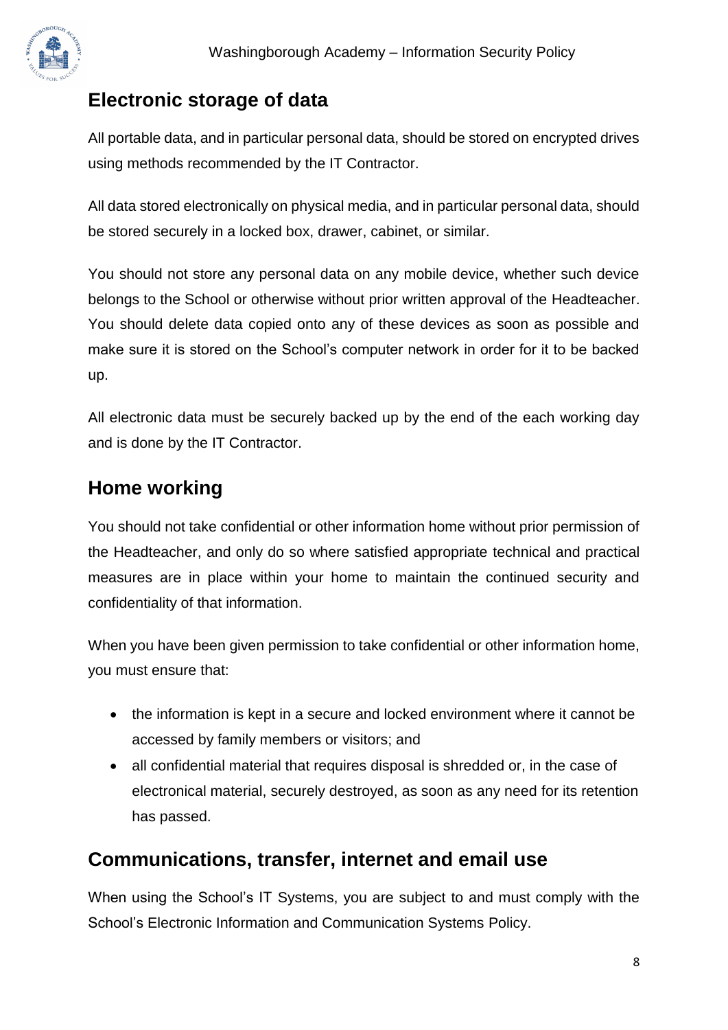## Electronic storage of data

All portable data, and in particular personal data, should be stored on encrypted drives using methods recommended by the IT Contractor.

All data stored electronically on physical media, and in particular personal data, should be stored securely in a locked box, drawer, cabinet, or similar.

You should not store any personal data on any mobile device, whether such device belongs to the School or otherwise without prior written approval of the Headteacher. You should delete data copied onto any of these devices as soon as possible and make sure it is stored on the School's computer network in order for it to be backed up.

All electronic data must be securely backed up by the end of the each working day and is done by the IT Contractor.

## Home working

You should not take confidential or other information home without prior permission of the Headteacher, and only do so where satisfied appropriate technical and practical measures are in place within your home to maintain the continued security and confidentiality of that information.

When you have been given permission to take confidential or other information home, you must ensure that:

- the information is kept in a secure and locked environment where it cannot be accessed by family members or visitors; and
- all confidential material that requires disposal is shredded or, in the case of electronical material, securely destroyed, as soon as any need for its retention has passed.

## Communications, transfer, internet and email use

When using the School's IT Systems, you are subject to and must comply with the School's Electronic Information and Communication Systems Policy.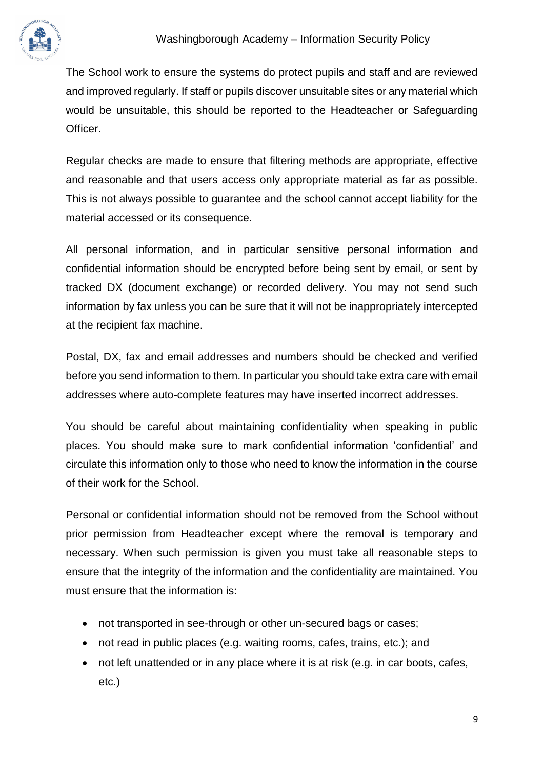The School work to ensure the systems do protect pupils and staff and are reviewed and improved regularly. If staff or pupils discover unsuitable sites or any material which would be unsuitable, this should be reported to the Headteacher or Safeguarding Officer.

Regular checks are made to ensure that filtering methods are appropriate, effective and reasonable and that users access only appropriate material as far as possible. This is not always possible to guarantee and the school cannot accept liability for the material accessed or its consequence.

All personal information, and in particular sensitive personal information and confidential information should be encrypted before being sent by email, or sent by tracked DX (document exchange) or recorded delivery. You may not send such information by fax unless you can be sure that it will not be inappropriately intercepted at the recipient fax machine.

Postal, DX, fax and email addresses and numbers should be checked and verified before you send information to them. In particular you should take extra care with email addresses where auto-complete features may have inserted incorrect addresses.

You should be careful about maintaining confidentiality when speaking in public places. You should make sure to mark confidential information 'confidential' and circulate this information only to those who need to know the information in the course of their work for the School.

Personal or confidential information should not be removed from the School without prior permission from Headteacher except where the removal is temporary and necessary. When such permission is given you must take all reasonable steps to ensure that the integrity of the information and the confidentiality are maintained. You must ensure that the information is:

- not transported in see-through or other un-secured bags or cases;
- not read in public places (e.g. waiting rooms, cafes, trains, etc.); and
- not left unattended or in any place where it is at risk (e.g. in car boots, cafes, etc.)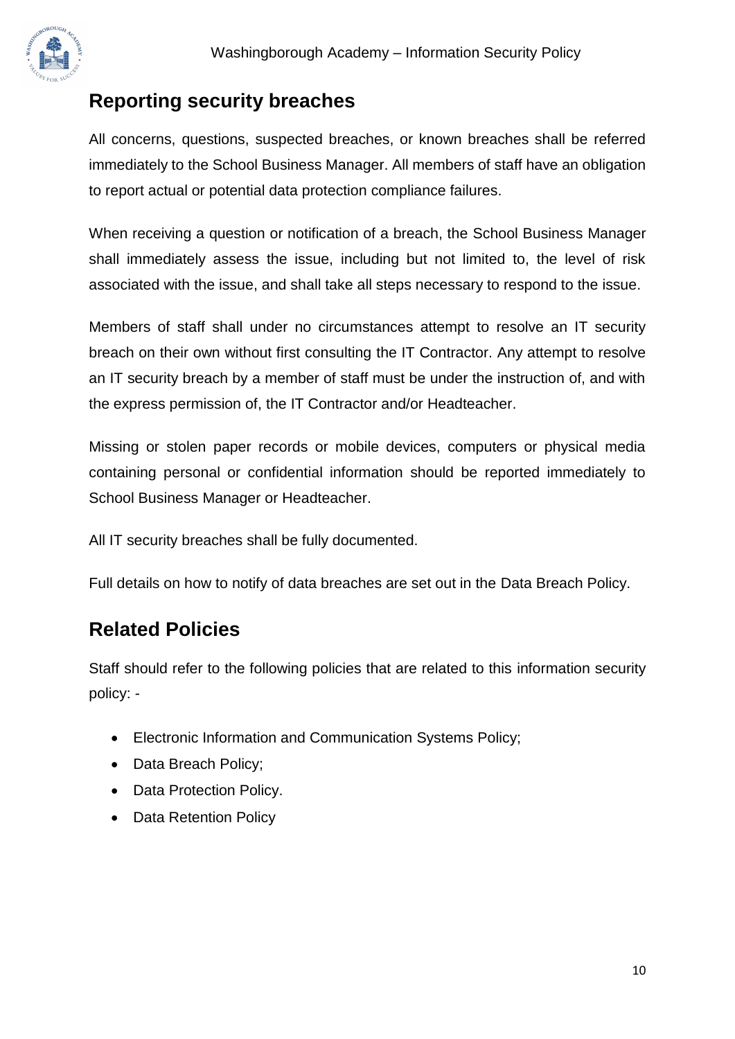## Reporting security breaches

All concerns, questions, suspected breaches, or known breaches shall be referred immediately to the School Business Manager. All members of staff have an obligation to report actual or potential data protection compliance failures.

When receiving a question or notification of a breach, the School Business Manager shall immediately assess the issue, including but not limited to, the level of risk associated with the issue, and shall take all steps necessary to respond to the issue.

Members of staff shall under no circumstances attempt to resolve an IT security breach on their own without first consulting the IT Contractor. Any attempt to resolve an IT security breach by a member of staff must be under the instruction of, and with the express permission of, the IT Contractor and/or Headteacher.

Missing or stolen paper records or mobile devices, computers or physical media containing personal or confidential information should be reported immediately to School Business Manager or Headteacher.

All IT security breaches shall be fully documented.

Full details on how to notify of data breaches are set out in the Data Breach Policy.

## Related Policies

Staff should refer to the following policies that are related to this information security policy: -

- Electronic Information and Communication Systems Policy;
- Data Breach Policy;
- Data Protection Policy.
- Data Retention Policy